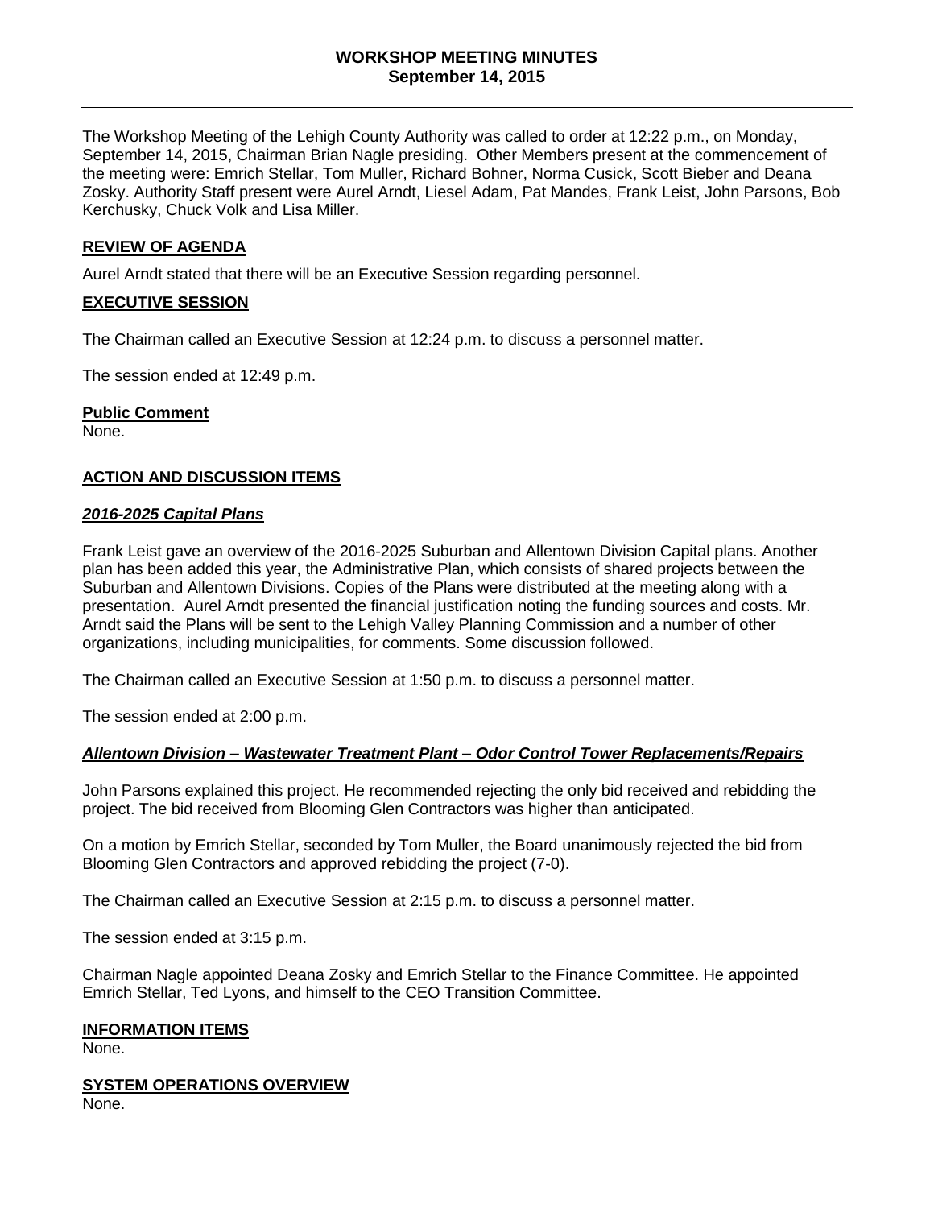# WORKSHOP MEETING MINUTES
## September 14, 2015

The Workshop Meeting of the Lehigh County Authority was called to order at 12:22 p.m., on Monday, September 14, 2015, Chairman Brian Nagle presiding. Other Members present at the commencement of the meeting were: Emrich Stellar, Tom Muller, Richard Bohner, Norma Cusick, Scott Bieber and Deana Zosky. Authority Staff present were Aurel Arndt, Liesel Adam, Pat Mandes, Frank Leist, John Parsons, Bob Kerchusky, Chuck Volk and Lisa Miller.

### REVIEW OF AGENDA

Aurel Arndt stated that there will be an Executive Session regarding personnel.

### EXECUTIVE SESSION

The Chairman called an Executive Session at 12:24 p.m. to discuss a personnel matter.

The session ended at 12:49 p.m.

### Public Comment

None.

### ACTION AND DISCUSSION ITEMS

#### *2016-2025 Capital Plans*

Frank Leist gave an overview of the 2016-2025 Suburban and Allentown Division Capital plans. Another plan has been added this year, the Administrative Plan, which consists of shared projects between the Suburban and Allentown Divisions. Copies of the Plans were distributed at the meeting along with a presentation. Aurel Arndt presented the financial justification noting the funding sources and costs. Mr. Arndt said the Plans will be sent to the Lehigh Valley Planning Commission and a number of other organizations, including municipalities, for comments. Some discussion followed.

The Chairman called an Executive Session at 1:50 p.m. to discuss a personnel matter.

The session ended at 2:00 p.m.

#### *Allentown Division – Wastewater Treatment Plant – Odor Control Tower Replacements/Repairs*

John Parsons explained this project. He recommended rejecting the only bid received and rebidding the project. The bid received from Blooming Glen Contractors was higher than anticipated.

On a motion by Emrich Stellar, seconded by Tom Muller, the Board unanimously rejected the bid from Blooming Glen Contractors and approved rebidding the project (7-0).

The Chairman called an Executive Session at 2:15 p.m. to discuss a personnel matter.

The session ended at 3:15 p.m.

Chairman Nagle appointed Deana Zosky and Emrich Stellar to the Finance Committee. He appointed Emrich Stellar, Ted Lyons, and himself to the CEO Transition Committee.

### INFORMATION ITEMS

None.

### SYSTEM OPERATIONS OVERVIEW

None.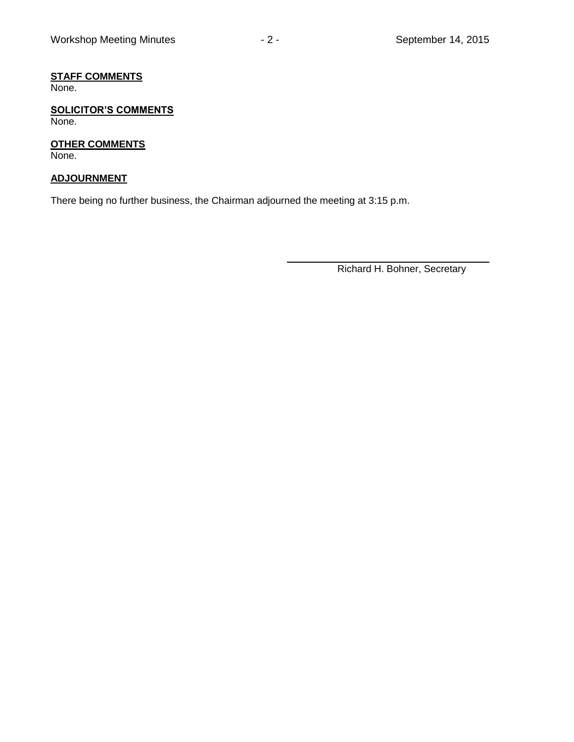**STAFF COMMENTS**
None.

**SOLICITOR'S COMMENTS**
None.

**OTHER COMMENTS**
None.

**ADJOURNMENT**

There being no further business, the Chairman adjourned the meeting at 3:15 p.m.

\_\_\_\_\_\_\_\_\_\_\_\_\_\_\_\_\_\_\_\_\_\_\_\_\_\_\_\_\_\_\_\_\_\_\_\_

Richard H. Bohner, Secretary